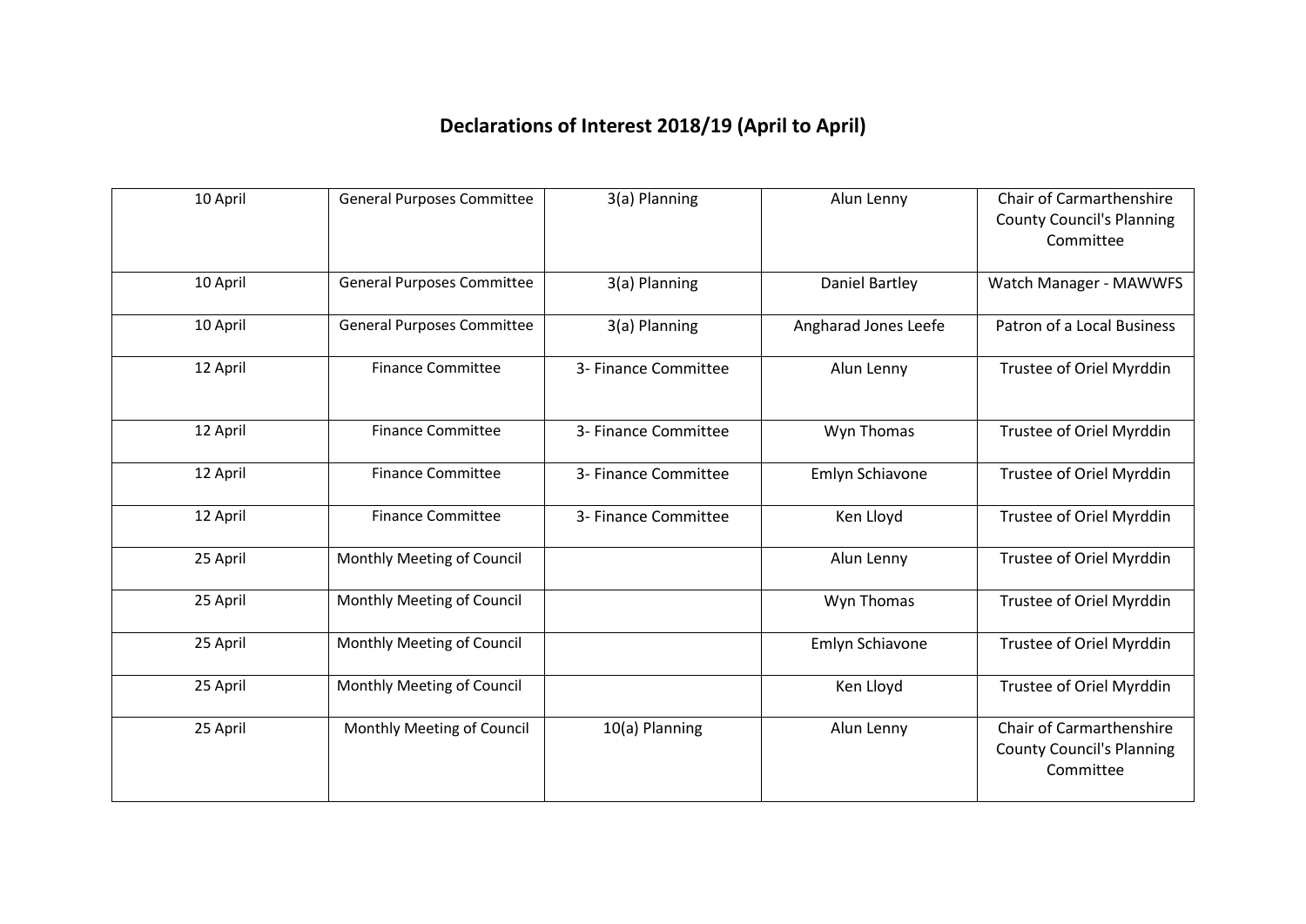# Declarations of Interest 2018/19 (April to April)

| | | | | |
|---|---|---|---|---|
| 10 April | General Purposes Committee | 3(a) Planning | Alun Lenny | Chair of Carmarthenshire County Council's Planning Committee |
| 10 April | General Purposes Committee | 3(a) Planning | Daniel Bartley | Watch Manager - MAWWFS |
| 10 April | General Purposes Committee | 3(a) Planning | Angharad Jones Leefe | Patron of a Local Business |
| 12 April | Finance Committee | 3- Finance Committee | Alun Lenny | Trustee of Oriel Myrddin |
| 12 April | Finance Committee | 3- Finance Committee | Wyn Thomas | Trustee of Oriel Myrddin |
| 12 April | Finance Committee | 3- Finance Committee | Emlyn Schiavone | Trustee of Oriel Myrddin |
| 12 April | Finance Committee | 3- Finance Committee | Ken Lloyd | Trustee of Oriel Myrddin |
| 25 April | Monthly Meeting of Council | | Alun Lenny | Trustee of Oriel Myrddin |
| 25 April | Monthly Meeting of Council | | Wyn Thomas | Trustee of Oriel Myrddin |
| 25 April | Monthly Meeting of Council | | Emlyn Schiavone | Trustee of Oriel Myrddin |
| 25 April | Monthly Meeting of Council | | Ken Lloyd | Trustee of Oriel Myrddin |
| 25 April | Monthly Meeting of Council | 10(a) Planning | Alun Lenny | Chair of Carmarthenshire County Council's Planning Committee |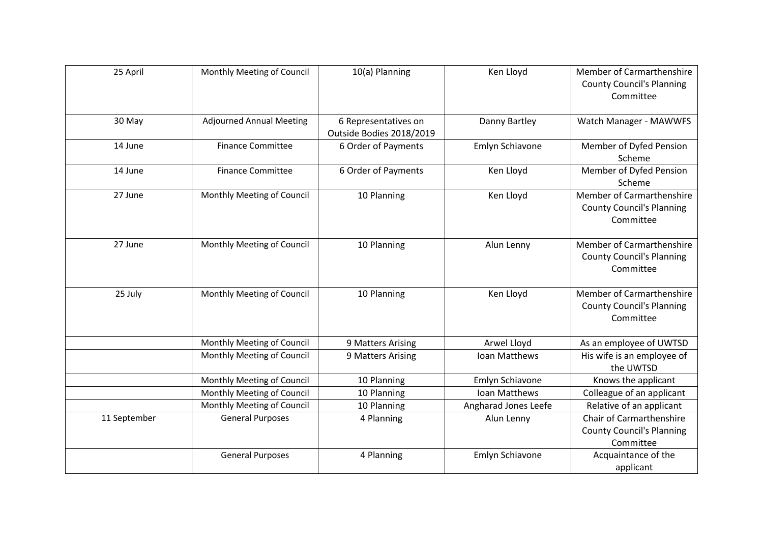| | | | | |
|---|---|---|---|---|
| 25 April | Monthly Meeting of Council | 10(a) Planning | Ken Lloyd | Member of Carmarthenshire County Council's Planning Committee |
| 30 May | Adjourned Annual Meeting | 6 Representatives on Outside Bodies 2018/2019 | Danny Bartley | Watch Manager - MAWWFS |
| 14 June | Finance Committee | 6 Order of Payments | Emlyn Schiavone | Member of Dyfed Pension Scheme |
| 14 June | Finance Committee | 6 Order of Payments | Ken Lloyd | Member of Dyfed Pension Scheme |
| 27 June | Monthly Meeting of Council | 10 Planning | Ken Lloyd | Member of Carmarthenshire County Council's Planning Committee |
| 27 June | Monthly Meeting of Council | 10 Planning | Alun Lenny | Member of Carmarthenshire County Council's Planning Committee |
| 25 July | Monthly Meeting of Council | 10 Planning | Ken Lloyd | Member of Carmarthenshire County Council's Planning Committee |
| | Monthly Meeting of Council | 9 Matters Arising | Arwel Lloyd | As an employee of UWTSD |
| | Monthly Meeting of Council | 9 Matters Arising | Ioan Matthews | His wife is an employee of the UWTSD |
| | Monthly Meeting of Council | 10 Planning | Emlyn Schiavone | Knows the applicant |
| | Monthly Meeting of Council | 10 Planning | Ioan Matthews | Colleague of an applicant |
| | Monthly Meeting of Council | 10 Planning | Angharad Jones Leefe | Relative of an applicant |
| 11 September | General Purposes | 4 Planning | Alun Lenny | Chair of Carmarthenshire County Council's Planning Committee |
| | General Purposes | 4 Planning | Emlyn Schiavone | Acquaintance of the applicant |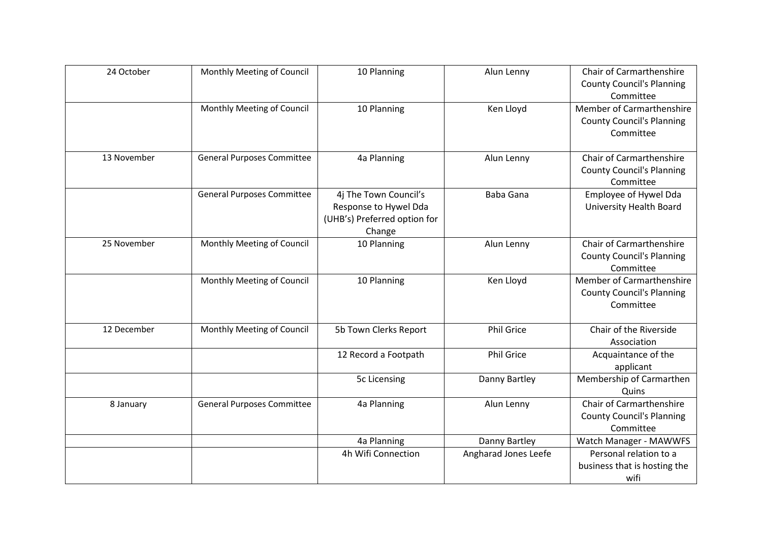| | | | | |
|---|---|---|---|---|
| 24 October | Monthly Meeting of Council | 10 Planning | Alun Lenny | Chair of Carmarthenshire County Council's Planning Committee |
| | Monthly Meeting of Council | 10 Planning | Ken Lloyd | Member of Carmarthenshire County Council's Planning Committee |
| 13 November | General Purposes Committee | 4a Planning | Alun Lenny | Chair of Carmarthenshire County Council's Planning Committee |
| | General Purposes Committee | 4j The Town Council's Response to Hywel Dda (UHB's) Preferred option for Change | Baba Gana | Employee of Hywel Dda University Health Board |
| 25 November | Monthly Meeting of Council | 10 Planning | Alun Lenny | Chair of Carmarthenshire County Council's Planning Committee |
| | Monthly Meeting of Council | 10 Planning | Ken Lloyd | Member of Carmarthenshire County Council's Planning Committee |
| 12 December | Monthly Meeting of Council | 5b Town Clerks Report | Phil Grice | Chair of the Riverside Association |
| | | 12 Record a Footpath | Phil Grice | Acquaintance of the applicant |
| | | 5c Licensing | Danny Bartley | Membership of Carmarthen Quins |
| 8 January | General Purposes Committee | 4a Planning | Alun Lenny | Chair of Carmarthenshire County Council's Planning Committee |
| | | 4a Planning | Danny Bartley | Watch Manager - MAWWFS |
| | | 4h Wifi Connection | Angharad Jones Leefe | Personal relation to a business that is hosting the wifi |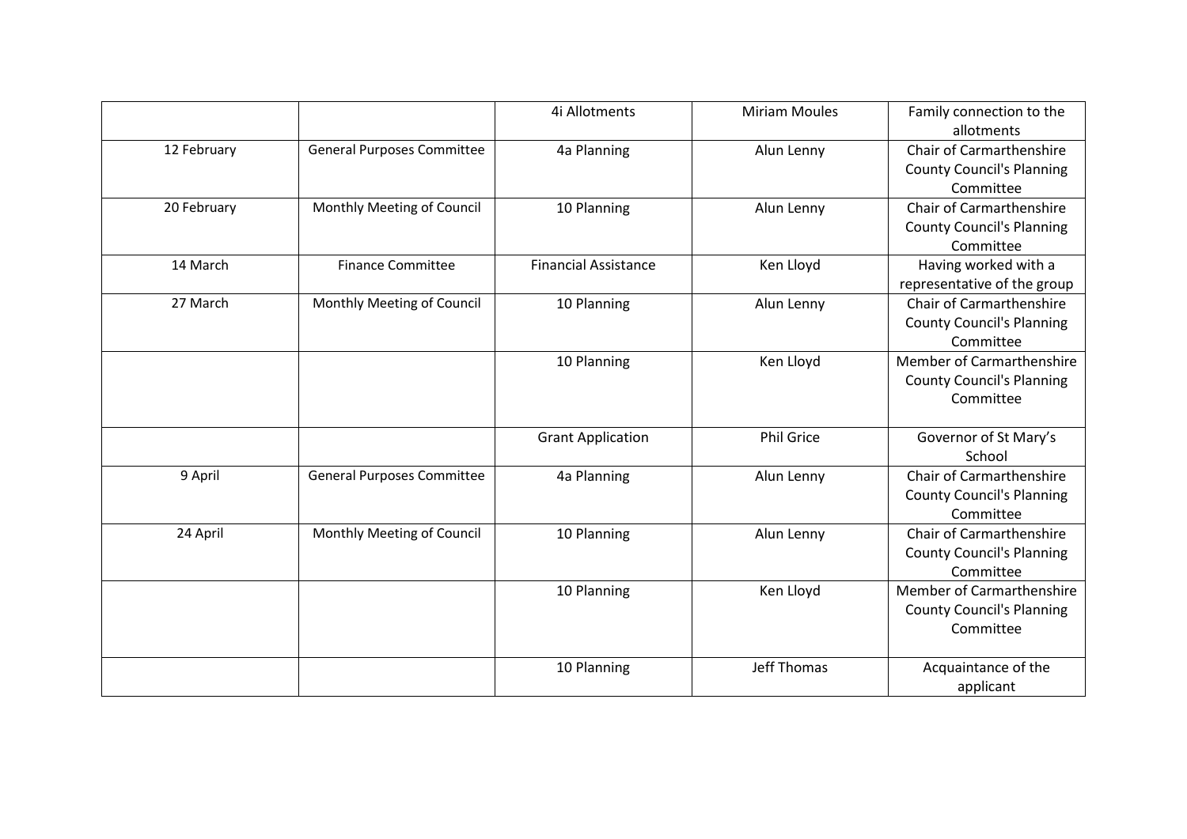| | | | | |
|---|---|---|---|---|
| | | 4i Allotments | Miriam Moules | Family connection to the allotments |
| 12 February | General Purposes Committee | 4a Planning | Alun Lenny | Chair of Carmarthenshire County Council's Planning Committee |
| 20 February | Monthly Meeting of Council | 10 Planning | Alun Lenny | Chair of Carmarthenshire County Council's Planning Committee |
| 14 March | Finance Committee | Financial Assistance | Ken Lloyd | Having worked with a representative of the group |
| 27 March | Monthly Meeting of Council | 10 Planning | Alun Lenny | Chair of Carmarthenshire County Council's Planning Committee |
| | | 10 Planning | Ken Lloyd | Member of Carmarthenshire County Council's Planning Committee |
| | | Grant Application | Phil Grice | Governor of St Mary's School |
| 9 April | General Purposes Committee | 4a Planning | Alun Lenny | Chair of Carmarthenshire County Council's Planning Committee |
| 24 April | Monthly Meeting of Council | 10 Planning | Alun Lenny | Chair of Carmarthenshire County Council's Planning Committee |
| | | 10 Planning | Ken Lloyd | Member of Carmarthenshire County Council's Planning Committee |
| | | 10 Planning | Jeff Thomas | Acquaintance of the applicant |